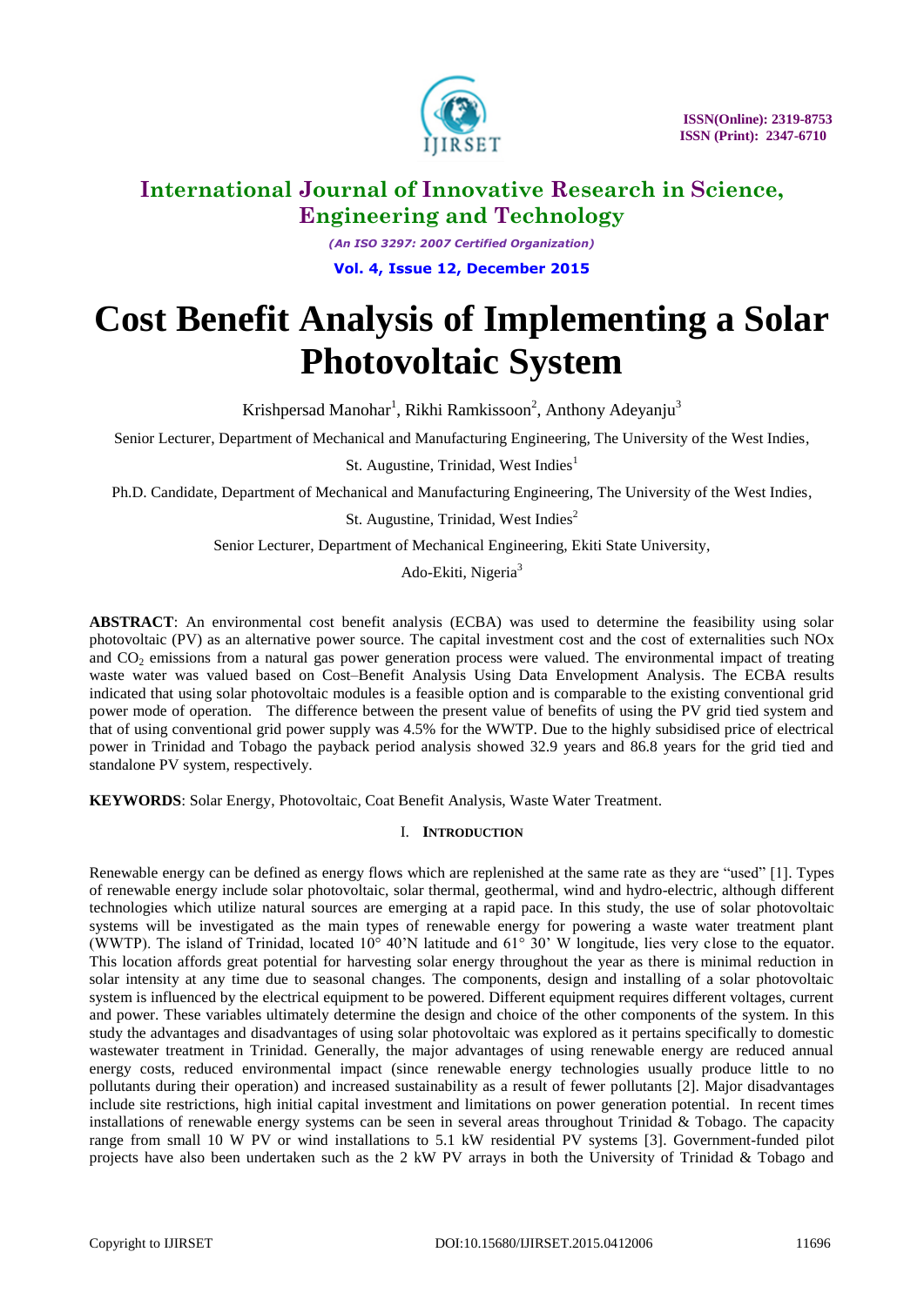# Cost Benefit Analysis of Implementing a Solar Photovoltaic System

Krishpersad Manohar[1], Rikhi Ramkissoon[2], Anthony Adeyanju[3]

Senior Lecturer, Department of Mechanical and Manufacturing Engineering, The University of the West Indies, St. Augustine, Trinidad, West Indies[1]

Ph.D. Candidate, Department of Mechanical and Manufacturing Engineering, The University of the West Indies, St. Augustine, Trinidad, West Indies[2]

Senior Lecturer, Department of Mechanical Engineering, Ekiti State University, Ado-Ekiti, Nigeria[3]

**ABSTRACT**: An environmental cost benefit analysis (ECBA) was used to determine the feasibility using solar photovoltaic (PV) as an alternative power source. The capital investment cost and the cost of externalities such NOx and $CO_2$ emissions from a natural gas power generation process were valued. The environmental impact of treating waste water was valued based on Cost–Benefit Analysis Using Data Envelopment Analysis. The ECBA results indicated that using solar photovoltaic modules is a feasible option and is comparable to the existing conventional grid power mode of operation. The difference between the present value of benefits of using the PV grid tied system and that of using conventional grid power supply was 4.5% for the WWTP. Due to the highly subsidised price of electrical power in Trinidad and Tobago the payback period analysis showed 32.9 years and 86.8 years for the grid tied and standalone PV system, respectively.

**KEYWORDS**: Solar Energy, Photovoltaic, Coat Benefit Analysis, Waste Water Treatment.

## I. INTRODUCTION

Renewable energy can be defined as energy flows which are replenished at the same rate as they are "used" [1]. Types of renewable energy include solar photovoltaic, solar thermal, geothermal, wind and hydro-electric, although different technologies which utilize natural sources are emerging at a rapid pace. In this study, the use of solar photovoltaic systems will be investigated as the main types of renewable energy for powering a waste water treatment plant (WWTP). The island of Trinidad, located 10° 40'N latitude and 61° 30' W longitude, lies very close to the equator. This location affords great potential for harvesting solar energy throughout the year as there is minimal reduction in solar intensity at any time due to seasonal changes. The components, design and installing of a solar photovoltaic system is influenced by the electrical equipment to be powered. Different equipment requires different voltages, current and power. These variables ultimately determine the design and choice of the other components of the system. In this study the advantages and disadvantages of using solar photovoltaic was explored as it pertains specifically to domestic wastewater treatment in Trinidad. Generally, the major advantages of using renewable energy are reduced annual energy costs, reduced environmental impact (since renewable energy technologies usually produce little to no pollutants during their operation) and increased sustainability as a result of fewer pollutants [2]. Major disadvantages include site restrictions, high initial capital investment and limitations on power generation potential. In recent times installations of renewable energy systems can be seen in several areas throughout Trinidad & Tobago. The capacity range from small 10 W PV or wind installations to 5.1 kW residential PV systems [3]. Government-funded pilot projects have also been undertaken such as the 2 kW PV arrays in both the University of Trinidad & Tobago and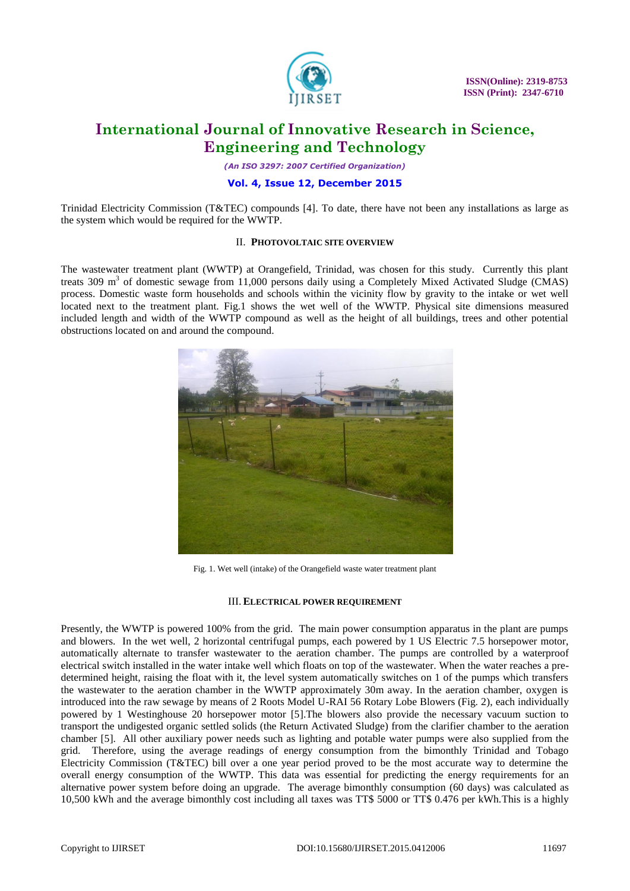Trinidad Electricity Commission (T&TEC) compounds [4]. To date, there have not been any installations as large as the system which would be required for the WWTP.

## II. PHOTOVOLTAIC SITE OVERVIEW

The wastewater treatment plant (WWTP) at Orangefield, Trinidad, was chosen for this study. Currently this plant treats 309 $m^3$ of domestic sewage from 11,000 persons daily using a Completely Mixed Activated Sludge (CMAS) process. Domestic waste form households and schools within the vicinity flow by gravity to the intake or wet well located next to the treatment plant. Fig.1 shows the wet well of the WWTP. Physical site dimensions measured included length and width of the WWTP compound as well as the height of all buildings, trees and other potential obstructions located on and around the compound.

Fig. 1. Wet well (intake) of the Orangefield waste water treatment plant

## III. ELECTRICAL POWER REQUIREMENT

Presently, the WWTP is powered 100% from the grid. The main power consumption apparatus in the plant are pumps and blowers. In the wet well, 2 horizontal centrifugal pumps, each powered by 1 US Electric 7.5 horsepower motor, automatically alternate to transfer wastewater to the aeration chamber. The pumps are controlled by a waterproof electrical switch installed in the water intake well which floats on top of the wastewater. When the water reaches a pre-determined height, raising the float with it, the level system automatically switches on 1 of the pumps which transfers the wastewater to the aeration chamber in the WWTP approximately 30m away. In the aeration chamber, oxygen is introduced into the raw sewage by means of 2 Roots Model U-RAI 56 Rotary Lobe Blowers (Fig. 2), each individually powered by 1 Westinghouse 20 horsepower motor [5].The blowers also provide the necessary vacuum suction to transport the undigested organic settled solids (the Return Activated Sludge) from the clarifier chamber to the aeration chamber [5]. All other auxiliary power needs such as lighting and potable water pumps were also supplied from the grid. Therefore, using the average readings of energy consumption from the bimonthly Trinidad and Tobago Electricity Commission (T&TEC) bill over a one year period proved to be the most accurate way to determine the overall energy consumption of the WWTP. This data was essential for predicting the energy requirements for an alternative power system before doing an upgrade. The average bimonthly consumption (60 days) was calculated as 10,500 kWh and the average bimonthly cost including all taxes was TT$ 5000 or TT$ 0.476 per kWh.This is a highly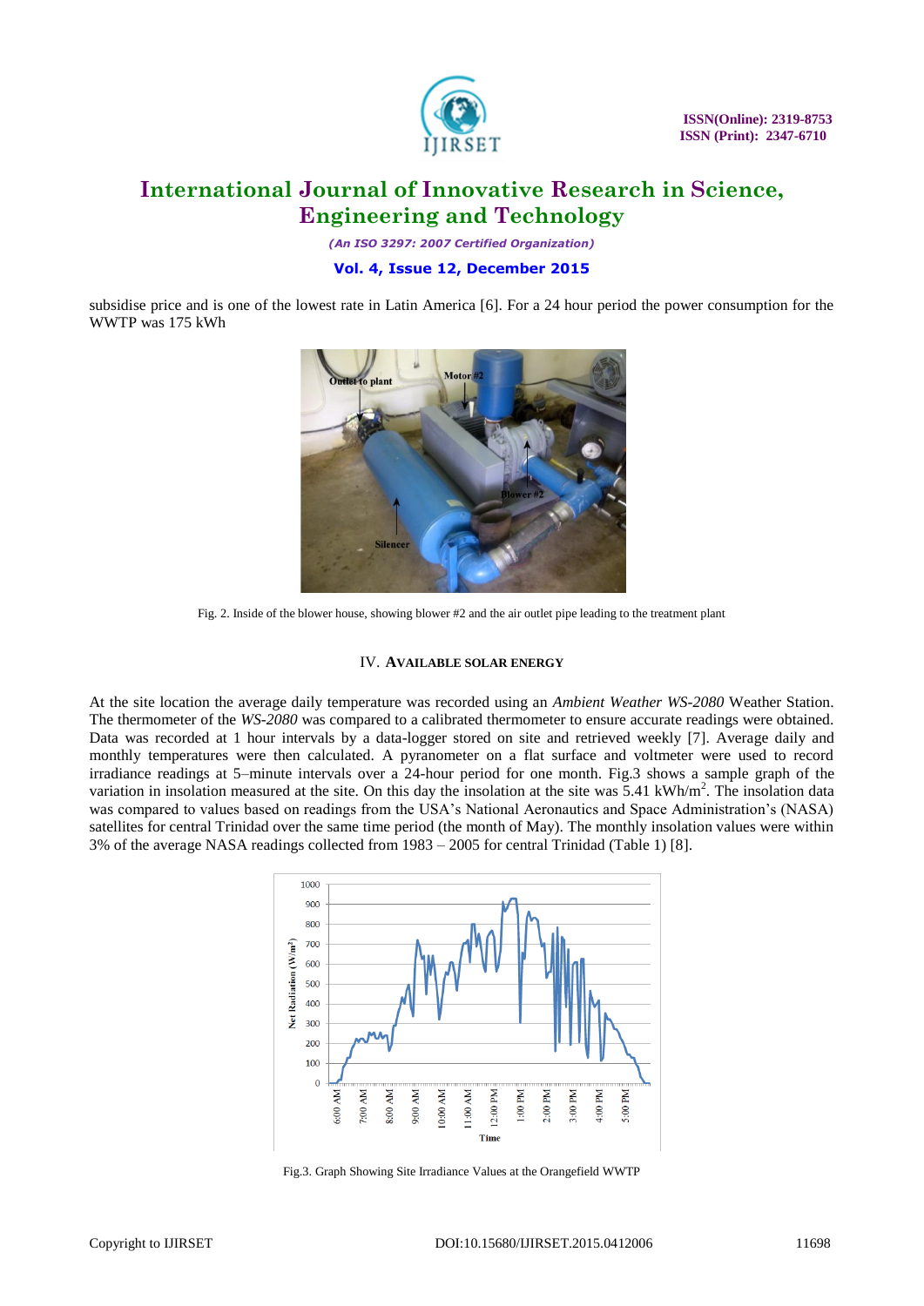subsidise price and is one of the lowest rate in Latin America [6]. For a 24 hour period the power consumption for the WWTP was 175 kWh

Fig. 2. Inside of the blower house, showing blower #2 and the air outlet pipe leading to the treatment plant

## IV. AVAILABLE SOLAR ENERGY

At the site location the average daily temperature was recorded using an *Ambient Weather WS-2080* Weather Station. The thermometer of the *WS-2080* was compared to a calibrated thermometer to ensure accurate readings were obtained. Data was recorded at 1 hour intervals by a data-logger stored on site and retrieved weekly [7]. Average daily and monthly temperatures were then calculated. A pyranometer on a flat surface and voltmeter were used to record irradiance readings at 5–minute intervals over a 24-hour period for one month. Fig.3 shows a sample graph of the variation in insolation measured at the site. On this day the insolation at the site was 5.41 kWh/m$^2$. The insolation data was compared to values based on readings from the USA's National Aeronautics and Space Administration's (NASA) satellites for central Trinidad over the same time period (the month of May). The monthly insolation values were within 3% of the average NASA readings collected from 1983 – 2005 for central Trinidad (Table 1) [8].

Fig.3. Graph Showing Site Irradiance Values at the Orangefield WWTP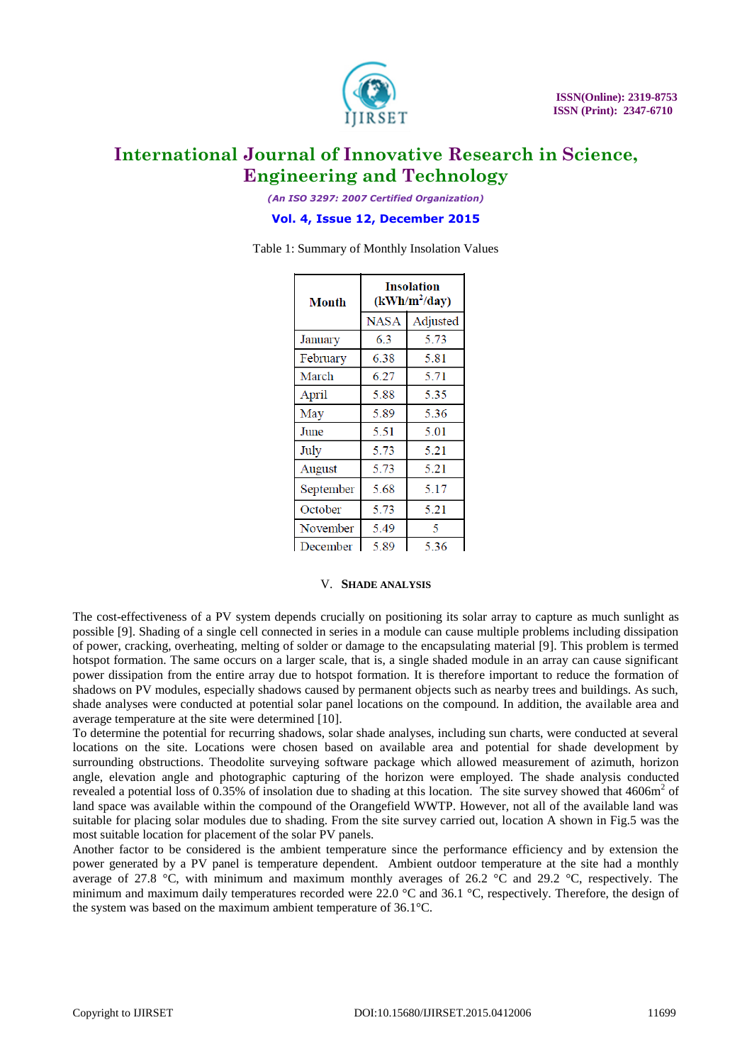Table 1: Summary of Monthly Insolation Values

| Month | Insolation ($kWh/m^2/day$) | |
|---|---|---|
| | NASA | Adjusted |
| January | 6.3 | 5.73 |
| February | 6.38 | 5.81 |
| March | 6.27 | 5.71 |
| April | 5.88 | 5.35 |
| May | 5.89 | 5.36 |
| June | 5.51 | 5.01 |
| July | 5.73 | 5.21 |
| August | 5.73 | 5.21 |
| September | 5.68 | 5.17 |
| October | 5.73 | 5.21 |
| November | 5.49 | 5 |
| December | 5.89 | 5.36 |

## V. SHADE ANALYSIS

The cost-effectiveness of a PV system depends crucially on positioning its solar array to capture as much sunlight as possible [9]. Shading of a single cell connected in series in a module can cause multiple problems including dissipation of power, cracking, overheating, melting of solder or damage to the encapsulating material [9]. This problem is termed hotspot formation. The same occurs on a larger scale, that is, a single shaded module in an array can cause significant power dissipation from the entire array due to hotspot formation. It is therefore important to reduce the formation of shadows on PV modules, especially shadows caused by permanent objects such as nearby trees and buildings. As such, shade analyses were conducted at potential solar panel locations on the compound. In addition, the available area and average temperature at the site were determined [10].

To determine the potential for recurring shadows, solar shade analyses, including sun charts, were conducted at several locations on the site. Locations were chosen based on available area and potential for shade development by surrounding obstructions. Theodolite surveying software package which allowed measurement of azimuth, horizon angle, elevation angle and photographic capturing of the horizon were employed. The shade analysis conducted revealed a potential loss of 0.35% of insolation due to shading at this location. The site survey showed that 4606$m^2$ of land space was available within the compound of the Orangefield WWTP. However, not all of the available land was suitable for placing solar modules due to shading. From the site survey carried out, location A shown in Fig.5 was the most suitable location for placement of the solar PV panels.

Another factor to be considered is the ambient temperature since the performance efficiency and by extension the power generated by a PV panel is temperature dependent. Ambient outdoor temperature at the site had a monthly average of 27.8 °C, with minimum and maximum monthly averages of 26.2 °C and 29.2 °C, respectively. The minimum and maximum daily temperatures recorded were 22.0 °C and 36.1 °C, respectively. Therefore, the design of the system was based on the maximum ambient temperature of 36.1°C.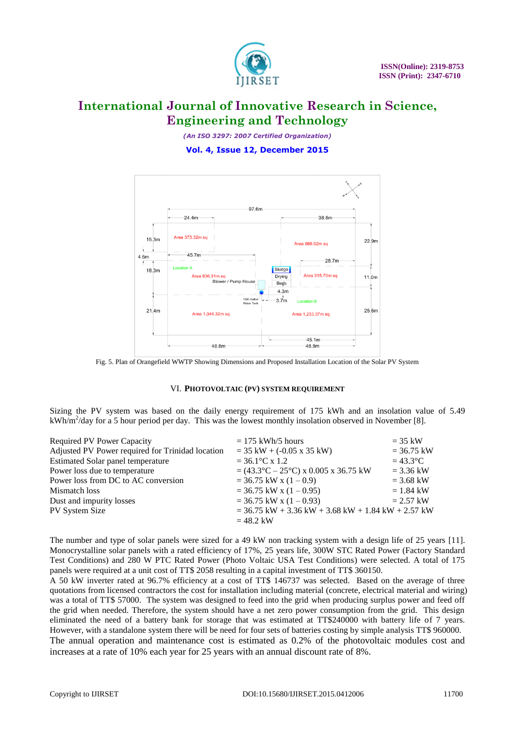Fig. 5. Plan of Orangefield WWTP Showing Dimensions and Proposed Installation Location of the Solar PV System

## VI. PHOTOVOLTAIC (PV) SYSTEM REQUIREMENT

Sizing the PV system was based on the daily energy requirement of 175 kWh and an insolation value of 5.49 kWh/m$^2$/day for a 5 hour period per day. This was the lowest monthly insolation observed in November [8].

| | | |
|---|---|---|
| Required PV Power Capacity | = 175 kWh/5 hours | = 35 kW |
| Adjusted PV Power required for Trinidad location | = 35 kW + (-0.05 x 35 kW) | = 36.75 kW |
| Estimated Solar panel temperature | = 36.1°C x 1.2 | = 43.3°C |
| Power loss due to temperature | = (43.3°C – 25°C) x 0.005 x 36.75 kW | = 3.36 kW |
| Power loss from DC to AC conversion | = 36.75 kW x (1 – 0.9) | = 3.68 kW |
| Mismatch loss | = 36.75 kW x (1 – 0.95) | = 1.84 kW |
| Dust and impurity losses | = 36.75 kW x (1 – 0.93) | = 2.57 kW |
| PV System Size | = 36.75 kW + 3.36 kW + 3.68 kW + 1.84 kW + 2.57 kW | |
| | = 48.2 kW | |

The number and type of solar panels were sized for a 49 kW non tracking system with a design life of 25 years [11]. Monocrystalline solar panels with a rated efficiency of 17%, 25 years life, 300W STC Rated Power (Factory Standard Test Conditions) and 280 W PTC Rated Power (Photo Voltaic USA Test Conditions) were selected. A total of 175 panels were required at a unit cost of TT$ 2058 resulting in a capital investment of TT$ 360150.

A 50 kW inverter rated at 96.7% efficiency at a cost of TT$ 146737 was selected. Based on the average of three quotations from licensed contractors the cost for installation including material (concrete, electrical material and wiring) was a total of TT$ 57000. The system was designed to feed into the grid when producing surplus power and feed off the grid when needed. Therefore, the system should have a net zero power consumption from the grid. This design eliminated the need of a battery bank for storage that was estimated at TT$240000 with battery life of 7 years. However, with a standalone system there will be need for four sets of batteries costing by simple analysis TT$ 960000.

The annual operation and maintenance cost is estimated as 0.2% of the photovoltaic modules cost and increases at a rate of 10% each year for 25 years with an annual discount rate of 8%.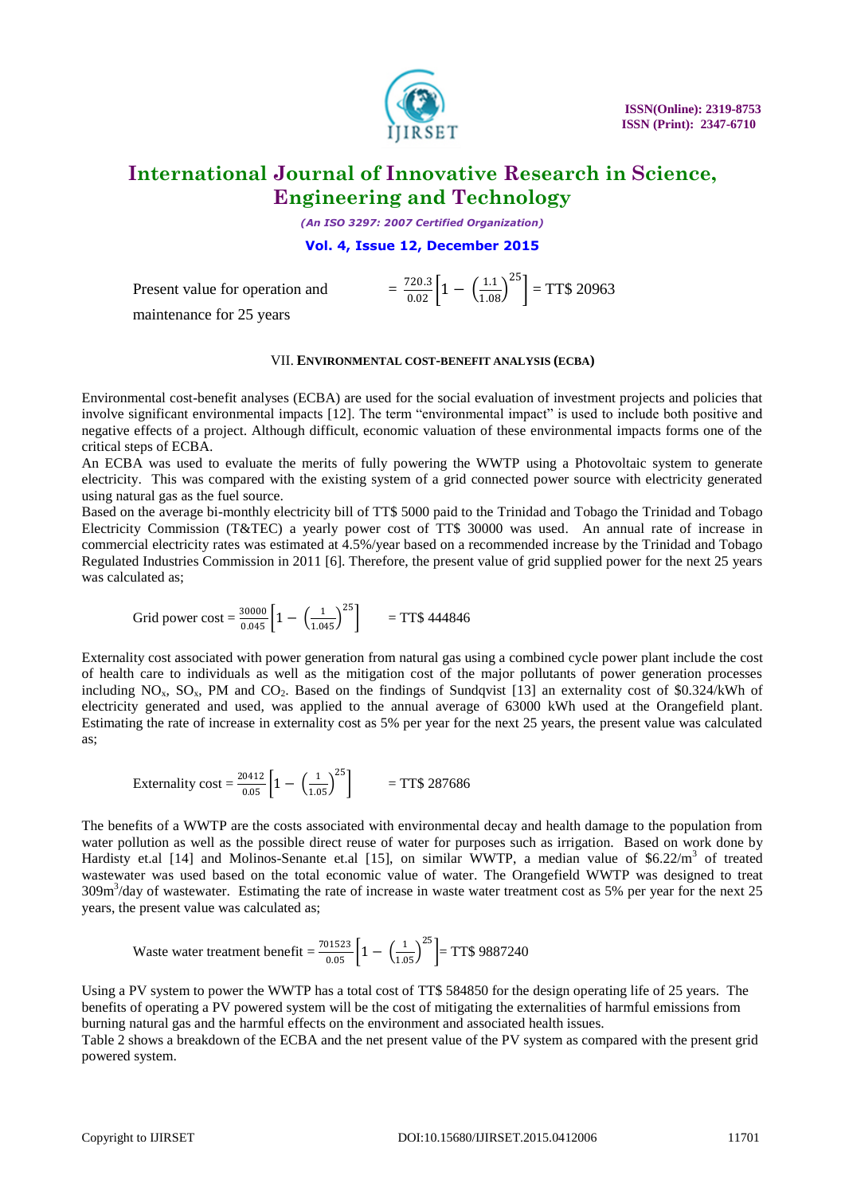Present value for operation and maintenance for 25 years $= \frac{720.3}{0.02}\left[1-\left(\frac{1.1}{1.08}\right)^{25}\right]$ = TT$ 20963

## VII. ENVIRONMENTAL COST-BENEFIT ANALYSIS (ECBA)

Environmental cost-benefit analyses (ECBA) are used for the social evaluation of investment projects and policies that involve significant environmental impacts [12]. The term "environmental impact" is used to include both positive and negative effects of a project. Although difficult, economic valuation of these environmental impacts forms one of the critical steps of ECBA.

An ECBA was used to evaluate the merits of fully powering the WWTP using a Photovoltaic system to generate electricity. This was compared with the existing system of a grid connected power source with electricity generated using natural gas as the fuel source.

Based on the average bi-monthly electricity bill of TT$ 5000 paid to the Trinidad and Tobago the Trinidad and Tobago Electricity Commission (T&TEC) a yearly power cost of TT$ 30000 was used. An annual rate of increase in commercial electricity rates was estimated at 4.5%/year based on a recommended increase by the Trinidad and Tobago Regulated Industries Commission in 2011 [6]. Therefore, the present value of grid supplied power for the next 25 years was calculated as;

$$\text{Grid power cost} = \frac{30000}{0.045}\left[1-\left(\frac{1}{1.045}\right)^{25}\right] \quad = \text{TT\$ } 444846$$

Externality cost associated with power generation from natural gas using a combined cycle power plant include the cost of health care to individuals as well as the mitigation cost of the major pollutants of power generation processes including $NO_x$, $SO_x$, PM and $CO_2$. Based on the findings of Sundqvist [13] an externality cost of \$0.324/kWh of electricity generated and used, was applied to the annual average of 63000 kWh used at the Orangefield plant. Estimating the rate of increase in externality cost as 5% per year for the next 25 years, the present value was calculated as;

$$\text{Externality cost} = \frac{20412}{0.05}\left[1-\left(\frac{1}{1.05}\right)^{25}\right] \quad = \text{TT\$ } 287686$$

The benefits of a WWTP are the costs associated with environmental decay and health damage to the population from water pollution as well as the possible direct reuse of water for purposes such as irrigation. Based on work done by Hardisty et.al [14] and Molinos-Senante et.al [15], on similar WWTP, a median value of \$6.22/$m^3$ of treated wastewater was used based on the total economic value of water. The Orangefield WWTP was designed to treat 309$m^3$/day of wastewater. Estimating the rate of increase in waste water treatment cost as 5% per year for the next 25 years, the present value was calculated as;

$$\text{Waste water treatment benefit} = \frac{701523}{0.05}\left[1-\left(\frac{1}{1.05}\right)^{25}\right] = \text{TT\$ } 9887240$$

Using a PV system to power the WWTP has a total cost of TT$ 584850 for the design operating life of 25 years. The benefits of operating a PV powered system will be the cost of mitigating the externalities of harmful emissions from burning natural gas and the harmful effects on the environment and associated health issues.

Table 2 shows a breakdown of the ECBA and the net present value of the PV system as compared with the present grid powered system.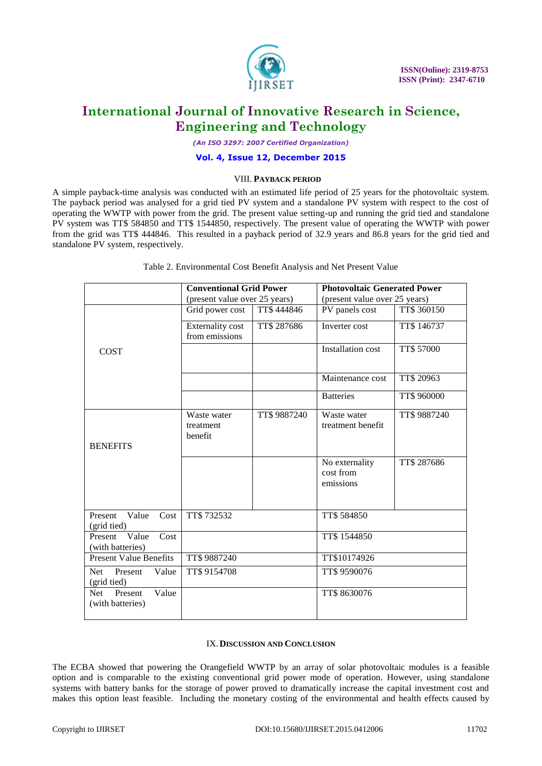## VIII. PAYBACK PERIOD

A simple payback-time analysis was conducted with an estimated life period of 25 years for the photovoltaic system. The payback period was analysed for a grid tied PV system and a standalone PV system with respect to the cost of operating the WWTP with power from the grid. The present value setting-up and running the grid tied and standalone PV system was TT$ 584850 and TT$ 1544850, respectively. The present value of operating the WWTP with power from the grid was TT$ 444846. This resulted in a payback period of 32.9 years and 86.8 years for the grid tied and standalone PV system, respectively.

Table 2. Environmental Cost Benefit Analysis and Net Present Value

| | **Conventional Grid Power** (present value over 25 years) | | **Photovoltaic Generated Power** (present value over 25 years) | |
|---|---|---|---|---|
| COST | Grid power cost | TT$ 444846 | PV panels cost | TT$ 360150 |
| | Externality cost from emissions | TT$ 287686 | Inverter cost | TT$ 146737 |
| | | | Installation cost | TT$ 57000 |
| | | | Maintenance cost | TT$ 20963 |
| | | | Batteries | TT$ 960000 |
| BENEFITS | Waste water treatment benefit | TT$ 9887240 | Waste water treatment benefit | TT$ 9887240 |
| | | | No externality cost from emissions | TT$ 287686 |
| Present Value Cost (grid tied) | TT$ 732532 | | TT$ 584850 | |
| Present Value Cost (with batteries) | | | TT$ 1544850 | |
| Present Value Benefits | TT$ 9887240 | | TT$10174926 | |
| Net Present Value (grid tied) | TT$ 9154708 | | TT$ 9590076 | |
| Net Present Value (with batteries) | | | TT$ 8630076 | |

## IX. DISCUSSION AND CONCLUSION

The ECBA showed that powering the Orangefield WWTP by an array of solar photovoltaic modules is a feasible option and is comparable to the existing conventional grid power mode of operation. However, using standalone systems with battery banks for the storage of power proved to dramatically increase the capital investment cost and makes this option least feasible. Including the monetary costing of the environmental and health effects caused by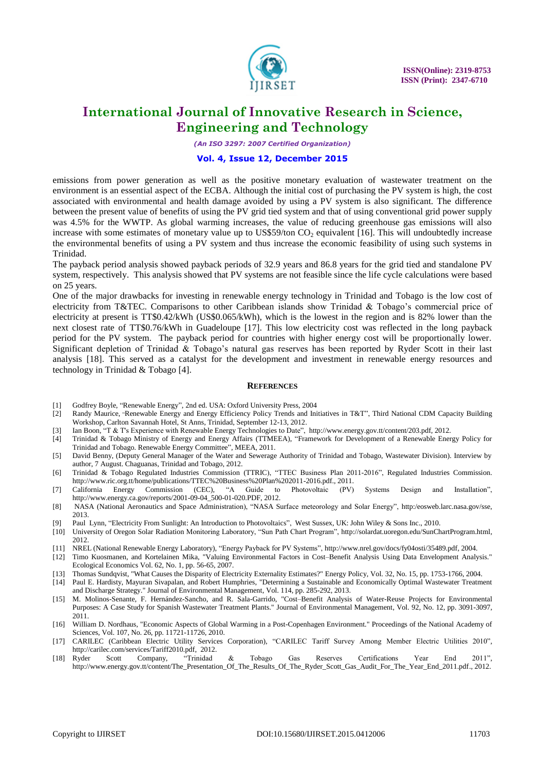emissions from power generation as well as the positive monetary evaluation of wastewater treatment on the environment is an essential aspect of the ECBA. Although the initial cost of purchasing the PV system is high, the cost associated with environmental and health damage avoided by using a PV system is also significant. The difference between the present value of benefits of using the PV grid tied system and that of using conventional grid power supply was 4.5% for the WWTP. As global warming increases, the value of reducing greenhouse gas emissions will also increase with some estimates of monetary value up to US$59/ton $CO_2$ equivalent [16]. This will undoubtedly increase the environmental benefits of using a PV system and thus increase the economic feasibility of using such systems in Trinidad.

The payback period analysis showed payback periods of 32.9 years and 86.8 years for the grid tied and standalone PV system, respectively. This analysis showed that PV systems are not feasible since the life cycle calculations were based on 25 years.

One of the major drawbacks for investing in renewable energy technology in Trinidad and Tobago is the low cost of electricity from T&TEC. Comparisons to other Caribbean islands show Trinidad & Tobago's commercial price of electricity at present is TT$0.42/kWh (US$0.065/kWh), which is the lowest in the region and is 82% lower than the next closest rate of TT$0.76/kWh in Guadeloupe [17]. This low electricity cost was reflected in the long payback period for the PV system. The payback period for countries with higher energy cost will be proportionally lower. Significant depletion of Trinidad & Tobago's natural gas reserves has been reported by Ryder Scott in their last analysis [18]. This served as a catalyst for the development and investment in renewable energy resources and technology in Trinidad & Tobago [4].

## REFERENCES

[1] Godfrey Boyle, "Renewable Energy", 2nd ed. USA: Oxford University Press, 2004

[2] Randy Maurice, "Renewable Energy and Energy Efficiency Policy Trends and Initiatives in T&T", Third National CDM Capacity Building Workshop, Carlton Savannah Hotel, St Anns, Trinidad, September 12-13, 2012.

[3] Ian Boon, "T & T's Experience with Renewable Energy Technologies to Date", http://www.energy.gov.tt/content/203.pdf, 2012.

[4] Trinidad & Tobago Ministry of Energy and Energy Affairs (TTMEEA), "Framework for Development of a Renewable Energy Policy for Trinidad and Tobago. Renewable Energy Committee", MEEA, 2011.

[5] David Benny, (Deputy General Manager of the Water and Sewerage Authority of Trinidad and Tobago, Wastewater Division). Interview by author, 7 August. Chaguanas, Trinidad and Tobago, 2012.

[6] Trinidad & Tobago Regulated Industries Commission (TTRIC), "TTEC Business Plan 2011-2016", Regulated Industries Commission. http://www.ric.org.tt/home/publications/TTEC%20Business%20Plan%202011-2016.pdf., 2011.

[7] California Energy Commission (CEC), "A Guide to Photovoltaic (PV) Systems Design and Installation", http://www.energy.ca.gov/reports/2001-09-04_500-01-020.PDF, 2012.

[8] NASA (National Aeronautics and Space Administration), "NASA Surface meteorology and Solar Energy", http:/eosweb.larc.nasa.gov/sse, 2013.

[9] Paul Lynn, "Electricity From Sunlight: An Introduction to Photovoltaics", West Sussex, UK: John Wiley & Sons Inc., 2010.

[10] University of Oregon Solar Radiation Monitoring Laboratory, "Sun Path Chart Program", http://solardat.uoregon.edu/SunChartProgram.html, 2012.

[11] NREL (National Renewable Energy Laboratory), "Energy Payback for PV Systems", http://www.nrel.gov/docs/fy04osti/35489.pdf, 2004.

[12] Timo Kuosmanen, and Kortelainen Mika, "Valuing Environmental Factors in Cost–Benefit Analysis Using Data Envelopment Analysis." Ecological Economics Vol. 62, No. 1, pp. 56-65, 2007.

[13] Thomas Sundqvist, "What Causes the Disparity of Electricity Externality Estimates?" Energy Policy, Vol. 32, No. 15, pp. 1753-1766, 2004.

[14] Paul E. Hardisty, Mayuran Sivapalan, and Robert Humphries, "Determining a Sustainable and Economically Optimal Wastewater Treatment and Discharge Strategy." Journal of Environmental Management, Vol. 114, pp. 285-292, 2013.

[15] M. Molinos-Senante, F. Hernández-Sancho, and R. Sala-Garrido, "Cost–Benefit Analysis of Water-Reuse Projects for Environmental Purposes: A Case Study for Spanish Wastewater Treatment Plants." Journal of Environmental Management, Vol. 92, No. 12, pp. 3091-3097, 2011.

[16] William D. Nordhaus, "Economic Aspects of Global Warming in a Post-Copenhagen Environment." Proceedings of the National Academy of Sciences, Vol. 107, No. 26, pp. 11721-11726, 2010.

[17] CARILEC (Caribbean Electric Utility Services Corporation), "CARILEC Tariff Survey Among Member Electric Utilities 2010", http://carilec.com/services/Tariff2010.pdf, 2012.

[18] Ryder Scott Company, "Trinidad & Tobago Gas Reserves Certifications Year End 2011", http://www.energy.gov.tt/content/The_Presentation_Of_The_Results_Of_The_Ryder_Scott_Gas_Audit_For_The_Year_End_2011.pdf., 2012.